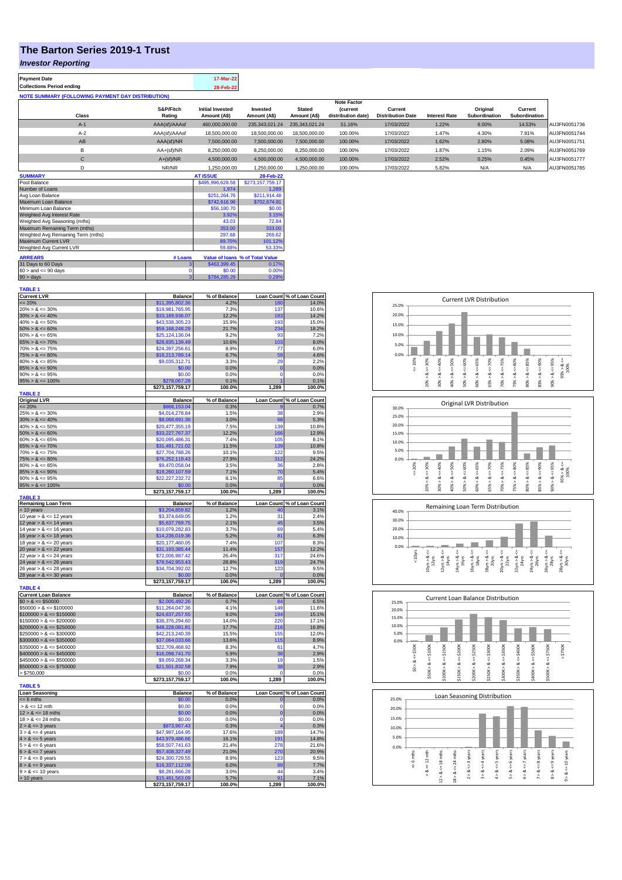# The Barton Series 2019-1 Trust

## *Investor Reporting*

| Payment Date | 17-Mar-22 |
|---|---|
| Collections Period ending | 28-Feb-22 |

**NOTE SUMMARY (FOLLOWING PAYMENT DAY DISTRIBUTION)**

| Class | S&P/Fitch Rating | Initial Invested Amount (A$) | Invested Amount (A$) | Stated Amount (A$) | Note Factor (current distribution date) | Current Distribution Date | Interest Rate | Original Subordination | Current Subordination | |
|---|---|---|---|---|---|---|---|---|---|---|
| A-1 | AAA(sf)/AAAsf | 460,000,000.00 | 235,343,021.24 | 235,343,021.24 | 51.16% | 17/03/2022 | 1.22% | 8.00% | 14.53% | AU3FN0051736 |
| A-2 | AAA(sf)/AAAsf | 18,500,000.00 | 18,500,000.00 | 18,500,000.00 | 100.00% | 17/03/2022 | 1.47% | 4.30% | 7.81% | AU3FN0051744 |
| AB | AAA(sf)/NR | 7,500,000.00 | 7,500,000.00 | 7,500,000.00 | 100.00% | 17/03/2022 | 1.62% | 2.80% | 5.08% | AU3FN0051751 |
| B | AA+(sf)/NR | 8,250,000.00 | 8,250,000.00 | 8,250,000.00 | 100.00% | 17/03/2022 | 1.87% | 1.15% | 2.09% | AU3FN0051769 |
| C | A+(sf)/NR | 4,500,000.00 | 4,500,000.00 | 4,500,000.00 | 100.00% | 17/03/2022 | 2.52% | 0.25% | 0.45% | AU3FN0051777 |
| D | NR/NR | 1,250,000.00 | 1,250,000.00 | 1,250,000.00 | 100.00% | 17/03/2022 | 5.82% | N/A | N/A | AU3FN0051785 |

| SUMMARY | AT ISSUE | 28-Feb-22 |
|---|---|---|
| Pool Balance | $495,996,628.58 | $273,157,759.17 |
| Number of Loans | 1,974 | 1,289 |
| Avg Loan Balance | $251,264.76 | $211,914.48 |
| Maximum Loan Balance | $742,616.96 | $702,674.81 |
| Minimum Loan Balance | $56,180.70 | $0.00 |
| Weighted Avg Interest Rate | 3.92% | 3.15% |
| Weighted Avg Seasoning (mths) | 43.03 | 72.84 |
| Maximum Remaining Term (mths) | 353.00 | 333.00 |
| Weighted Avg Remaining Term (mths) | 297.68 | 269.62 |
| Maximum Current LVR | 89.70% | 101.12% |
| Weighted Avg Current LVR | 59.88% | 53.33% |

| ARREARS | # Loans | Value of loans | % of Total Value |
|---|---|---|---|
| 31 Days to 60 Days | 3 | $463,399.45 | 0.17% |
| 60 > and <= 90 days | 0 | $0.00 | 0.00% |
| 90 > days | 3 | $784,285.29 | 0.29% |

**TABLE 1**

| Current LVR | Balance | % of Balance | Loan Count | % of Loan Count |
|---|---|---|---|---|
| <= 20% | $11,395,802.36 | 4.2% | 180 | 14.0% |
| 20% > & <= 30% | $19,981,765.95 | 7.3% | 137 | 10.6% |
| 30% > & <= 40% | $33,189,936.07 | 12.2% | 183 | 14.2% |
| 40% > & <= 50% | $43,538,305.23 | 15.9% | 193 | 15.0% |
| 50% > & <= 60% | $59,168,248.29 | 21.7% | 234 | 18.2% |
| 60% > & <= 65% | $25,124,136.04 | 9.2% | 93 | 7.2% |
| 65% > & <= 70% | $28,835,139.49 | 10.6% | 103 | 8.0% |
| 70% > & <= 75% | $24,397,256.61 | 8.9% | 77 | 6.0% |
| 75% > & <= 80% | $18,213,789.14 | 6.7% | 59 | 4.6% |
| 80% > & <= 85% | $9,035,312.71 | 3.3% | 29 | 2.2% |
| 85% > & <= 90% | $0.00 | 0.0% | 0 | 0.0% |
| 90% > & <= 95% | $0.00 | 0.0% | 0 | 0.0% |
| 95% > & <= 100% | $278,067.28 | 0.1% | 1 | 0.1% |
| | $273,157,759.17 | 100.0% | 1,289 | 100.0% |

**TABLE 2**

| Original LVR | Balance | % of Balance | Loan Count | % of Loan Count |
|---|---|---|---|---|
| <= 20% | $868,153.04 | 0.3% | 9 | 0.7% |
| 25% > & <= 30% | $4,014,278.84 | 1.5% | 38 | 2.9% |
| 30% > & <= 40% | $8,068,691.36 | 3.0% | 68 | 5.3% |
| 40% > & <= 50% | $20,477,355.19 | 7.5% | 139 | 10.8% |
| 50% > & <= 60% | $33,227,767.37 | 12.2% | 166 | 12.9% |
| 60% > & <= 65% | $20,095,486.31 | 7.4% | 105 | 8.1% |
| 65% > & <= 70% | $31,491,721.02 | 11.5% | 139 | 10.8% |
| 70% > & <= 75% | $27,704,788.26 | 10.1% | 122 | 9.5% |
| 75% > & <= 80% | $76,252,119.43 | 27.9% | 312 | 24.2% |
| 80% > & <= 85% | $9,470,058.04 | 3.5% | 36 | 2.8% |
| 85% > & <= 90% | $19,260,107.59 | 7.1% | 70 | 5.4% |
| 90% > & <= 95% | $22,227,232.72 | 8.1% | 85 | 6.6% |
| 95% > & <= 100% | $0.00 | 0.0% | 0 | 0.0% |
| | $273,157,759.17 | 100.0% | 1,289 | 100.0% |

**TABLE 3**

| Remaining Loan Term | Balance | % of Balance | Loan Count | % of Loan Count |
|---|---|---|---|---|
| < 10 years | $3,204,859.82 | 1.2% | 40 | 3.1% |
| 10 year > & <= 12 years | $3,374,649.05 | 1.2% | 31 | 2.4% |
| 12 year > & <= 14 years | $5,637,769.75 | 2.1% | 45 | 3.5% |
| 14 year > & <= 16 years | $10,079,282.83 | 3.7% | 69 | 5.4% |
| 16 year > & <= 18 years | $14,236,019.36 | 5.2% | 81 | 6.3% |
| 18 year > & <= 20 years | $20,177,460.05 | 7.4% | 107 | 8.3% |
| 20 year > & <= 22 years | $31,193,385.44 | 11.4% | 157 | 12.2% |
| 22 year > & <= 24 years | $72,006,987.42 | 26.4% | 317 | 24.6% |
| 24 year > & <= 26 years | $78,542,953.43 | 28.8% | 319 | 24.7% |
| 26 year > & <= 28 years | $34,704,392.02 | 12.7% | 123 | 9.5% |
| 28 year > & <= 30 years | $0.00 | 0.0% | 0 | 0.0% |
| | $273,157,759.17 | 100.0% | 1,289 | 100.0% |

**TABLE 4**

| Current Loan Balance | Balance | % of Balance | Loan Count | % of Loan Count |
|---|---|---|---|---|
| $0 > & <= $50000 | $2,005,492.26 | 0.7% | 84 | 6.5% |
| $50000 > & <= $100000 | $11,264,047.36 | 4.1% | 149 | 11.6% |
| $100000 > & <= $150000 | $24,637,257.55 | 9.0% | 194 | 15.1% |
| $150000 > & <= $200000 | $38,376,294.60 | 14.0% | 220 | 17.1% |
| $200000 > & <= $250000 | $48,228,081.81 | 17.7% | 216 | 16.8% |
| $250000 > & <= $300000 | $42,213,240.39 | 15.5% | 155 | 12.0% |
| $300000 > & <= $350000 | $37,064,033.66 | 13.6% | 115 | 8.9% |
| $350000 > & <= $400000 | $22,709,468.92 | 8.3% | 61 | 4.7% |
| $400000 > & <= $450000 | $16,098,741.70 | 5.9% | 38 | 2.9% |
| $450000 > & <= $500000 | $9,059,268.34 | 3.3% | 19 | 1.5% |
| $500000 > & <= $750000 | $21,501,832.58 | 7.9% | 38 | 2.9% |
| > $750,000 | $0.00 | 0.0% | 0 | 0.0% |
| | $273,157,759.17 | 100.0% | 1,289 | 100.0% |

**TABLE 5**

| Loan Seasoning | Balance | % of Balance | Loan Count | % of Loan Count |
|---|---|---|---|---|
| <= 6 mths | $0.00 | 0.0% | 0 | 0.0% |
| > & <= 12 mth | $0.00 | 0.0% | 0 | 0.0% |
| 12 > & <= 18 mths | $0.00 | 0.0% | 0 | 0.0% |
| 18 > & <= 24 mths | $0.00 | 0.0% | 0 | 0.0% |
| 2 > & <= 3 years | $873,967.43 | 0.3% | 4 | 0.3% |
| 3 > & <= 4 years | $47,997,164.95 | 17.6% | 189 | 14.7% |
| 4 > & <= 5 years | $43,979,486.66 | 16.1% | 191 | 14.8% |
| 5 > & <= 6 years | $58,507,741.63 | 21.4% | 278 | 21.6% |
| 6 > & <= 7 years | $57,408,327.49 | 21.0% | 270 | 20.9% |
| 7 > & <= 8 years | $24,300,729.55 | 8.9% | 123 | 9.5% |
| 8 > & <= 9 years | $16,337,112.09 | 6.0% | 99 | 7.7% |
| 9 > & <= 10 years | $8,261,666.28 | 3.0% | 44 | 3.4% |
| > 10 years | $15,491,563.09 | 5.7% | 91 | 7.1% |
| | $273,157,759.17 | 100.0% | 1,289 | 100.0% |

Current LVR Distribution

Original LVR Distribution

Remaining Loan Term Distribution

Current Loan Balance Distribution

Loan Seasoning Distribution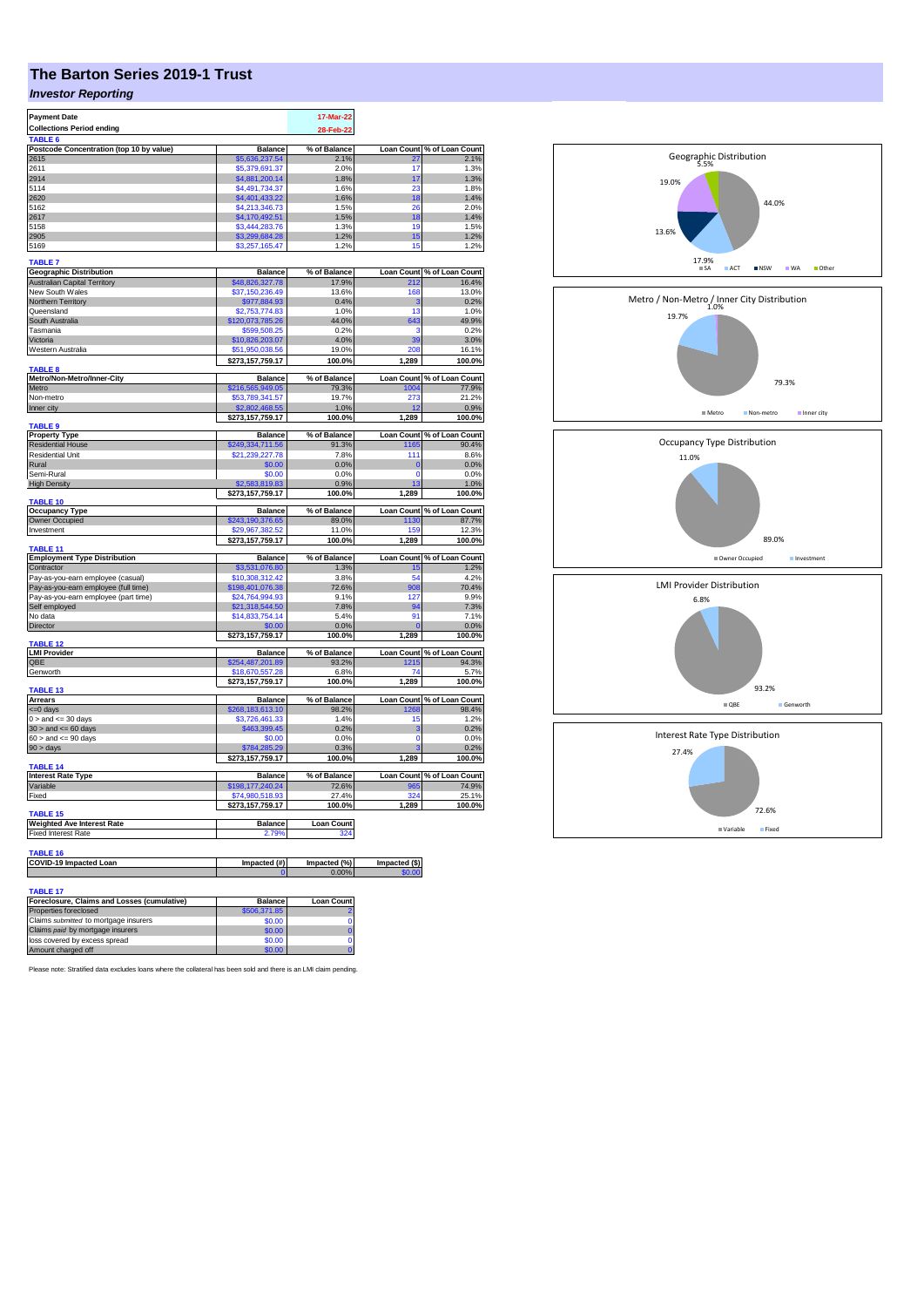# The Barton Series 2019-1 Trust

## *Investor Reporting*

| Payment Date | 17-Mar-22 |
|---|---|
| Collections Period ending | 28-Feb-22 |

**TABLE 6**

| Postcode Concentration (top 10 by value) | Balance | % of Balance | Loan Count | % of Loan Count |
|---|---|---|---|---|
| 2615 | $5,636,237.54 | 2.1% | 27 | 2.1% |
| 2611 | $5,379,691.37 | 2.0% | 17 | 1.3% |
| 2914 | $4,881,200.14 | 1.8% | 17 | 1.3% |
| 5114 | $4,491,734.37 | 1.6% | 23 | 1.8% |
| 2620 | $4,401,433.22 | 1.6% | 18 | 1.4% |
| 5162 | $4,213,346.73 | 1.5% | 26 | 2.0% |
| 2617 | $4,170,492.51 | 1.5% | 18 | 1.4% |
| 5158 | $3,444,283.76 | 1.3% | 19 | 1.5% |
| 2905 | $3,299,684.28 | 1.2% | 15 | 1.2% |
| 5169 | $3,257,165.47 | 1.2% | 15 | 1.2% |

**TABLE 7**

| Geographic Distribution | Balance | % of Balance | Loan Count | % of Loan Count |
|---|---|---|---|---|
| Australian Capital Territory | $48,826,327.78 | 17.9% | 212 | 16.4% |
| New South Wales | $37,150,236.49 | 13.6% | 168 | 13.0% |
| Northern Territory | $977,884.93 | 0.4% | 3 | 0.2% |
| Queensland | $2,753,774.83 | 1.0% | 13 | 1.0% |
| South Australia | $120,073,785.26 | 44.0% | 643 | 49.9% |
| Tasmania | $599,508.25 | 0.2% | 3 | 0.2% |
| Victoria | $10,826,203.07 | 4.0% | 39 | 3.0% |
| Western Australia | $51,950,038.56 | 19.0% | 208 | 16.1% |
| | $273,157,759.17 | 100.0% | 1,289 | 100.0% |

**TABLE 8**

| Metro/Non-Metro/Inner-City | Balance | % of Balance | Loan Count | % of Loan Count |
|---|---|---|---|---|
| Metro | $216,565,949.05 | 79.3% | 1004 | 77.9% |
| Non-metro | $53,789,341.57 | 19.7% | 273 | 21.2% |
| Inner city | $2,802,468.55 | 1.0% | 12 | 0.9% |
| | $273,157,759.17 | 100.0% | 1,289 | 100.0% |

**TABLE 9**

| Property Type | Balance | % of Balance | Loan Count | % of Loan Count |
|---|---|---|---|---|
| Residential House | $249,334,711.56 | 91.3% | 1165 | 90.4% |
| Residential Unit | $21,239,227.78 | 7.8% | 111 | 8.6% |
| Rural | $0.00 | 0.0% | 0 | 0.0% |
| Semi-Rural | $0.00 | 0.0% | 0 | 0.0% |
| High Density | $2,583,819.83 | 0.9% | 13 | 1.0% |
| | $273,157,759.17 | 100.0% | 1,289 | 100.0% |

**TABLE 10**

| Occupancy Type | Balance | % of Balance | Loan Count | % of Loan Count |
|---|---|---|---|---|
| Owner Occupied | $243,190,376.65 | 89.0% | 1130 | 87.7% |
| Investment | $29,967,382.52 | 11.0% | 159 | 12.3% |
| | $273,157,759.17 | 100.0% | 1,289 | 100.0% |

**TABLE 11**

| Employment Type Distribution | Balance | % of Balance | Loan Count | % of Loan Count |
|---|---|---|---|---|
| Contractor | $3,531,076.80 | 1.3% | 15 | 1.2% |
| Pay-as-you-earn employee (casual) | $10,308,312.42 | 3.8% | 54 | 4.2% |
| Pay-as-you-earn employee (full time) | $198,401,076.38 | 72.6% | 908 | 70.4% |
| Pay-as-you-earn employee (part time) | $24,764,994.93 | 9.1% | 127 | 9.9% |
| Self employed | $21,318,544.50 | 7.8% | 94 | 7.3% |
| No data | $14,833,754.14 | 5.4% | 91 | 7.1% |
| Director | $0.00 | 0.0% | 0 | 0.0% |
| | $273,157,759.17 | 100.0% | 1,289 | 100.0% |

**TABLE 12**

| LMI Provider | Balance | % of Balance | Loan Count | % of Loan Count |
|---|---|---|---|---|
| QBE | $254,487,201.89 | 93.2% | 1215 | 94.3% |
| Genworth | $18,670,557.28 | 6.8% | 74 | 5.7% |
| | $273,157,759.17 | 100.0% | 1,289 | 100.0% |

**TABLE 13**

| Arrears | Balance | % of Balance | Loan Count | % of Loan Count |
|---|---|---|---|---|
| <=0 days | $268,183,613.10 | 98.2% | 1268 | 98.4% |
| 0 > and <= 30 days | $3,726,461.33 | 1.4% | 15 | 1.2% |
| 30 > and <= 60 days | $463,399.45 | 0.2% | 3 | 0.2% |
| 60 > and <= 90 days | $0.00 | 0.0% | 0 | 0.0% |
| 90 > days | $784,285.29 | 0.3% | 3 | 0.2% |
| | $273,157,759.17 | 100.0% | 1,289 | 100.0% |

**TABLE 14**

| Interest Rate Type | Balance | % of Balance | Loan Count | % of Loan Count |
|---|---|---|---|---|
| Variable | $198,177,240.24 | 72.6% | 965 | 74.9% |
| Fixed | $74,980,518.93 | 27.4% | 324 | 25.1% |
| | $273,157,759.17 | 100.0% | 1,289 | 100.0% |

**TABLE 15**

| Weighted Ave Interest Rate | Balance | Loan Count |
|---|---|---|
| Fixed Interest Rate | 2.79% | 324 |

**TABLE 16**

| COVID-19 Impacted Loan | Impacted (#) | Impacted (%) | Impacted ($) |
|---|---|---|---|
| | 0 | 0.00% | $0.00 |

**TABLE 17**

| Foreclosure, Claims and Losses (cumulative) | Balance | Loan Count |
|---|---|---|
| Properties foreclosed | $506,371.85 | 2 |
| Claims *submitted* to mortgage insurers | $0.00 | 0 |
| Claims *paid* by mortgage insurers | $0.00 | 0 |
| loss covered by excess spread | $0.00 | 0 |
| Amount charged off | $0.00 | 0 |

Please note: Stratified data excludes loans where the collateral has been sold and there is an LMI claim pending.

Geographic Distribution: SA 44.0%, ACT 17.9%, NSW 13.6%, WA 19.0%, Other 5.5%

Metro / Non-Metro / Inner City Distribution: Metro 79.3%, Non-metro 19.7%, Inner city 1.0%

Occupancy Type Distribution: Owner Occupied 89.0%, Investment 11.0%

LMI Provider Distribution: QBE 93.2%, Genworth 6.8%

Interest Rate Type Distribution: Variable 72.6%, Fixed 27.4%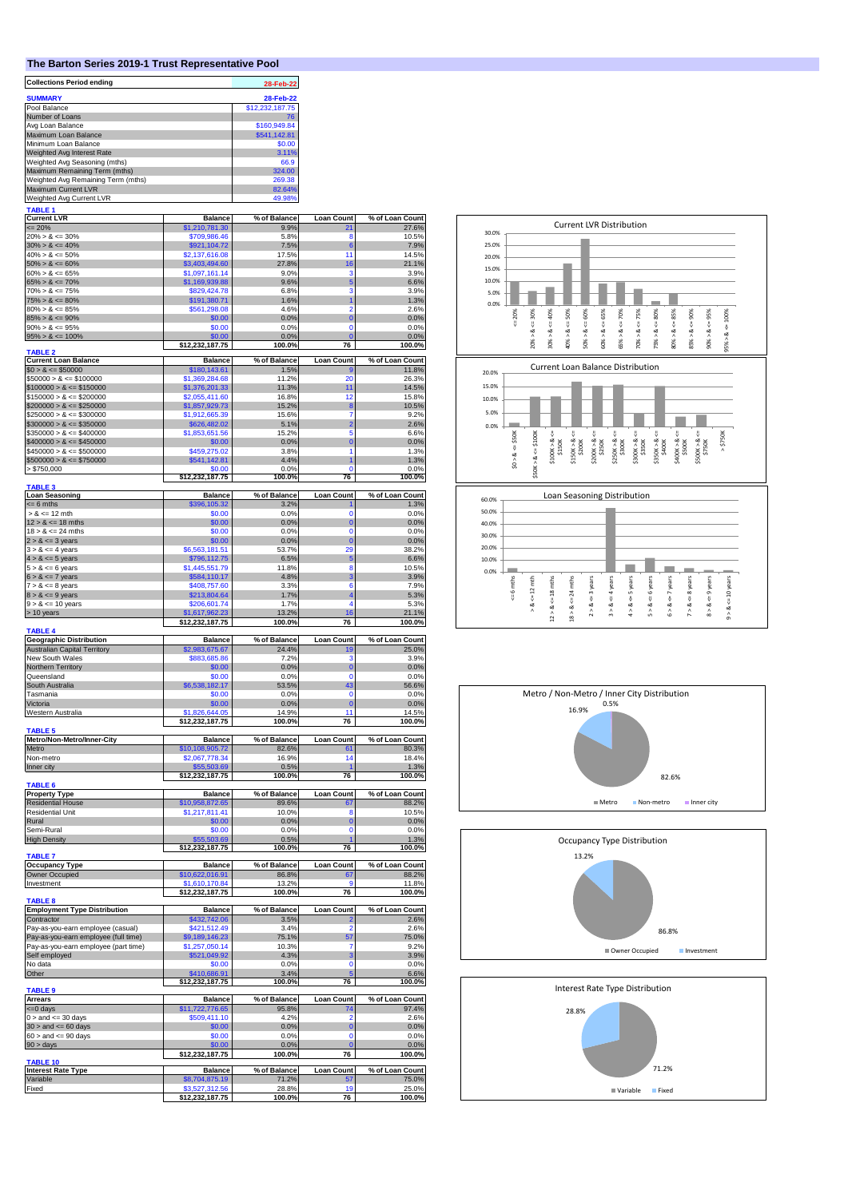# The Barton Series 2019-1 Trust Representative Pool

| Collections Period ending | 28-Feb-22 |
|---|---|

| SUMMARY | 28-Feb-22 |
|---|---|
| Pool Balance | $12,232,187.75 |
| Number of Loans | 76 |
| Avg Loan Balance | $160,949.84 |
| Maximum Loan Balance | $541,142.81 |
| Minimum Loan Balance | $0.00 |
| Weighted Avg Interest Rate | 3.11% |
| Weighted Avg Seasoning (mths) | 66.9 |
| Maximum Remaining Term (mths) | 324.00 |
| Weighted Avg Remaining Term (mths) | 269.38 |
| Maximum Current LVR | 82.64% |
| Weighted Avg Current LVR | 49.98% |

TABLE 1

| Current LVR | Balance | % of Balance | Loan Count | % of Loan Count |
|---|---|---|---|---|
| <= 20% | $1,210,781.30 | 9.9% | 21 | 27.6% |
| 20% > & <= 30% | $709,986.46 | 5.8% | 8 | 10.5% |
| 30% > & <= 40% | $921,104.72 | 7.5% | 6 | 7.9% |
| 40% > & <= 50% | $2,137,616.08 | 17.5% | 11 | 14.5% |
| 50% > & <= 60% | $3,403,494.60 | 27.8% | 16 | 21.1% |
| 60% > & <= 65% | $1,097,161.14 | 9.0% | 3 | 3.9% |
| 65% > & <= 70% | $1,169,939.88 | 9.6% | 5 | 6.6% |
| 70% > & <= 75% | $829,424.78 | 6.8% | 3 | 3.9% |
| 75% > & <= 80% | $191,380.71 | 1.6% | 1 | 1.3% |
| 80% > & <= 85% | $561,298.08 | 4.6% | 2 | 2.6% |
| 85% > & <= 90% | $0.00 | 0.0% | 0 | 0.0% |
| 90% > & <= 95% | $0.00 | 0.0% | 0 | 0.0% |
| 95% > & <= 100% | $0.00 | 0.0% | 0 | 0.0% |
| | $12,232,187.75 | 100.0% | 76 | 100.0% |

Current LVR Distribution
30.0%
25.0%
20.0%
15.0%
10.0%
5.0%
0.0%
<= 20%
20% > & <= 30%
30% > & <= 40%
40% > & <= 50%
50% > & <= 60%
60% > & <= 65%
65% > & <= 70%
70% > & <= 75%
75% > & <= 80%
80% > & <= 85%
85% > & <= 90%
90% > & <= 95%
95% > & <= 100%

TABLE 2

| Current Loan Balance | Balance | % of Balance | Loan Count | % of Loan Count |
|---|---|---|---|---|
| $0 > & <= $50000 | $180,143.61 | 1.5% | 9 | 11.8% |
| $50000 > & <= $100000 | $1,369,284.68 | 11.2% | 20 | 26.3% |
| $100000 > & <= $150000 | $1,376,201.33 | 11.3% | 11 | 14.5% |
| $150000 > & <= $200000 | $2,055,411.60 | 16.8% | 12 | 15.8% |
| $200000 > & <= $250000 | $1,857,929.73 | 15.2% | 8 | 10.5% |
| $250000 > & <= $300000 | $1,912,665.39 | 15.6% | 7 | 9.2% |
| $300000 > & <= $350000 | $626,482.02 | 5.1% | 2 | 2.6% |
| $350000 > & <= $400000 | $1,853,651.56 | 15.2% | 5 | 6.6% |
| $400000 > & <= $450000 | $0.00 | 0.0% | 0 | 0.0% |
| $450000 > & <= $500000 | $459,275.02 | 3.8% | 1 | 1.3% |
| $500000 > & <= $750000 | $541,142.81 | 4.4% | 1 | 1.3% |
| > $750,000 | $0.00 | 0.0% | 0 | 0.0% |
| | $12,232,187.75 | 100.0% | 76 | 100.0% |

Current Loan Balance Distribution
20.0%
15.0%
10.0%
5.0%
0.0%
$0 > & <= $50K
$50K > & <= $100K
$100K > & <= $150K
$150K > & <= $200K
$200K > & <= $250K
$250K > & <= $300K
$300K > & <= $350K
$350K > & <= $400K
$400K > & <= $500K
$500K > & <= $750K
> $750K

TABLE 3

| Loan Seasoning | Balance | % of Balance | Loan Count | % of Loan Count |
|---|---|---|---|---|
| <= 6 mths | $396,105.32 | 3.2% | 1 | 1.3% |
| > & <= 12 mth | $0.00 | 0.0% | 0 | 0.0% |
| 12 > & <= 18 mths | $0.00 | 0.0% | 0 | 0.0% |
| 18 > & <= 24 mths | $0.00 | 0.0% | 0 | 0.0% |
| 2 > & <= 3 years | $0.00 | 0.0% | 0 | 0.0% |
| 3 > & <= 4 years | $6,563,181.51 | 53.7% | 29 | 38.2% |
| 4 > & <= 5 years | $796,112.75 | 6.5% | 5 | 6.6% |
| 5 > & <= 6 years | $1,445,551.79 | 11.8% | 8 | 10.5% |
| 6 > & <= 7 years | $584,110.17 | 4.8% | 3 | 3.9% |
| 7 > & <= 8 years | $408,757.60 | 3.3% | 6 | 7.9% |
| 8 > & <= 9 years | $213,804.64 | 1.7% | 4 | 5.3% |
| 9 > & <= 10 years | $206,601.74 | 1.7% | 4 | 5.3% |
| > 10 years | $1,617,962.23 | 13.2% | 16 | 21.1% |
| | $12,232,187.75 | 100.0% | 76 | 100.0% |

Loan Seasoning Distribution
60.0%
50.0%
40.0%
30.0%
20.0%
10.0%
0.0%
<= 6 mths
> & <= 12 mth
12 > & <= 18 mths
18 > & <= 24 mths
2 > & <= 3 years
3 > & <= 4 years
4 > & <= 5 years
5 > & <= 6 years
6 > & <= 7 years
7 > & <= 8 years
8 > & <= 9 years
9 > & <= 10 years

TABLE 4

| Geographic Distribution | Balance | % of Balance | Loan Count | % of Loan Count |
|---|---|---|---|---|
| Australian Capital Territory | $2,983,675.67 | 24.4% | 19 | 25.0% |
| New South Wales | $883,685.86 | 7.2% | 3 | 3.9% |
| Northern Territory | $0.00 | 0.0% | 0 | 0.0% |
| Queensland | $0.00 | 0.0% | 0 | 0.0% |
| South Australia | $6,538,182.17 | 53.5% | 43 | 56.6% |
| Tasmania | $0.00 | 0.0% | 0 | 0.0% |
| Victoria | $0.00 | 0.0% | 0 | 0.0% |
| Western Australia | $1,826,644.05 | 14.9% | 11 | 14.5% |
| | $12,232,187.75 | 100.0% | 76 | 100.0% |

TABLE 5

| Metro/Non-Metro/Inner-City | Balance | % of Balance | Loan Count | % of Loan Count |
|---|---|---|---|---|
| Metro | $10,108,905.72 | 82.6% | 61 | 80.3% |
| Non-metro | $2,067,778.34 | 16.9% | 14 | 18.4% |
| Inner city | $55,503.69 | 0.5% | 1 | 1.3% |
| | $12,232,187.75 | 100.0% | 76 | 100.0% |

Metro / Non-Metro / Inner City Distribution
0.5%
16.9%
82.6%
Metro Non-metro Inner city

TABLE 6

| Property Type | Balance | % of Balance | Loan Count | % of Loan Count |
|---|---|---|---|---|
| Residential House | $10,958,872.65 | 89.6% | 67 | 88.2% |
| Residential Unit | $1,217,811.41 | 10.0% | 8 | 10.5% |
| Rural | $0.00 | 0.0% | 0 | 0.0% |
| Semi-Rural | $0.00 | 0.0% | 0 | 0.0% |
| High Density | $55,503.69 | 0.5% | 1 | 1.3% |
| | $12,232,187.75 | 100.0% | 76 | 100.0% |

TABLE 7

| Occupancy Type | Balance | % of Balance | Loan Count | % of Loan Count |
|---|---|---|---|---|
| Owner Occupied | $10,622,016.91 | 86.8% | 67 | 88.2% |
| Investment | $1,610,170.84 | 13.2% | 9 | 11.8% |
| | $12,232,187.75 | 100.0% | 76 | 100.0% |

Occupancy Type Distribution
13.2%
86.8%
Owner Occupied Investment

TABLE 8

| Employment Type Distribution | Balance | % of Balance | Loan Count | % of Loan Count |
|---|---|---|---|---|
| Contractor | $432,742.06 | 3.5% | 2 | 2.6% |
| Pay-as-you-earn employee (casual) | $421,512.49 | 3.4% | 2 | 2.6% |
| Pay-as-you-earn employee (full time) | $9,189,146.23 | 75.1% | 57 | 75.0% |
| Pay-as-you-earn employee (part time) | $1,257,050.14 | 10.3% | 7 | 9.2% |
| Self employed | $521,049.92 | 4.3% | 3 | 3.9% |
| No data | $0.00 | 0.0% | 0 | 0.0% |
| Other | $410,686.91 | 3.4% | 5 | 6.6% |
| | $12,232,187.75 | 100.0% | 76 | 100.0% |

TABLE 9

| Arrears | Balance | % of Balance | Loan Count | % of Loan Count |
|---|---|---|---|---|
| <=0 days | $11,722,776.65 | 95.8% | 74 | 97.4% |
| 0 > and <= 30 days | $509,411.10 | 4.2% | 2 | 2.6% |
| 30 > and <= 60 days | $0.00 | 0.0% | 0 | 0.0% |
| 60 > and <= 90 days | $0.00 | 0.0% | 0 | 0.0% |
| 90 > days | $0.00 | 0.0% | 0 | 0.0% |
| | $12,232,187.75 | 100.0% | 76 | 100.0% |

Interest Rate Type Distribution
28.8%
71.2%
Variable Fixed

TABLE 10

| Interest Rate Type | Balance | % of Balance | Loan Count | % of Loan Count |
|---|---|---|---|---|
| Variable | $8,704,875.19 | 71.2% | 57 | 75.0% |
| Fixed | $3,527,312.56 | 28.8% | 19 | 25.0% |
| | $12,232,187.75 | 100.0% | 76 | 100.0% |